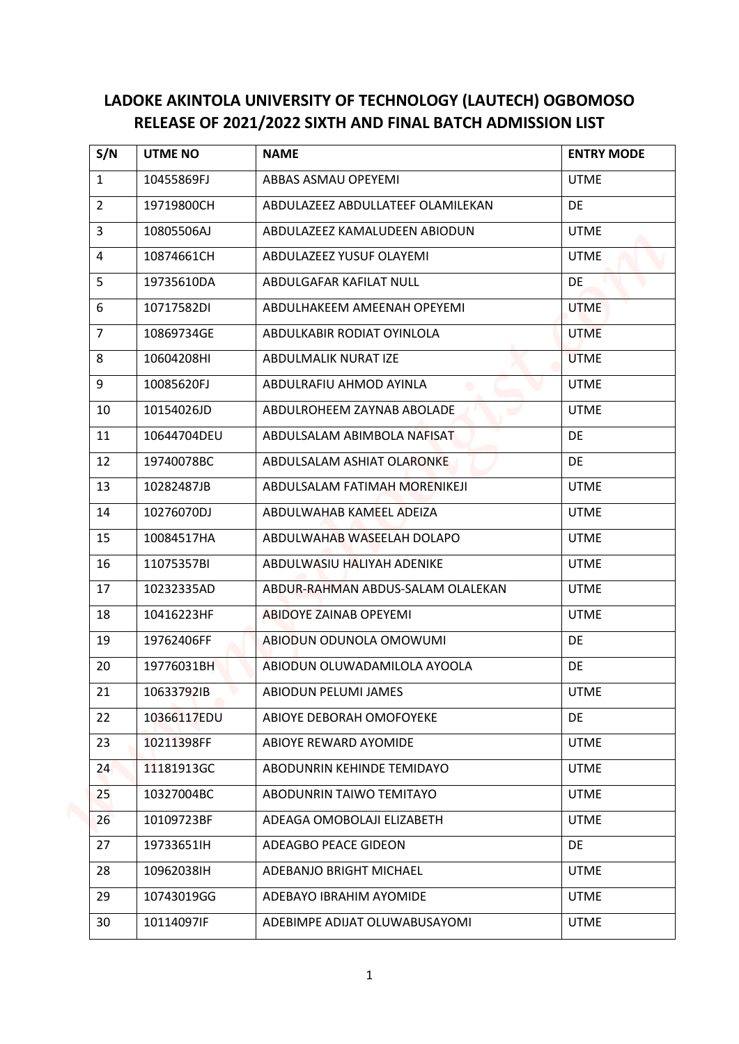# LADOKE AKINTOLA UNIVERSITY OF TECHNOLOGY (LAUTECH) OGBOMOSO
## RELEASE OF 2021/2022 SIXTH AND FINAL BATCH ADMISSION LIST

| S/N | UTME NO | NAME | ENTRY MODE |
|---|---|---|---|
| 1 | 10455869FJ | ABBAS ASMAU OPEYEMI | UTME |
| 2 | 19719800CH | ABDULAZEEZ ABDULLATEEF OLAMILEKAN | DE |
| 3 | 10805506AJ | ABDULAZEEZ KAMALUDEEN ABIODUN | UTME |
| 4 | 10874661CH | ABDULAZEEZ YUSUF OLAYEMI | UTME |
| 5 | 19735610DA | ABDULGAFAR KAFILAT NULL | DE |
| 6 | 10717582DI | ABDULHAKEEM AMEENAH OPEYEMI | UTME |
| 7 | 10869734GE | ABDULKABIR RODIAT OYINLOLA | UTME |
| 8 | 10604208HI | ABDULMALIK NURAT IZE | UTME |
| 9 | 10085620FJ | ABDULRAFIU AHMOD AYINLA | UTME |
| 10 | 10154026JD | ABDULROHEEM ZAYNAB ABOLADE | UTME |
| 11 | 10644704DEU | ABDULSALAM ABIMBOLA NAFISAT | DE |
| 12 | 19740078BC | ABDULSALAM ASHIAT OLARONKE | DE |
| 13 | 10282487JB | ABDULSALAM FATIMAH MORENIKEJI | UTME |
| 14 | 10276070DJ | ABDULWAHAB KAMEEL ADEIZA | UTME |
| 15 | 10084517HA | ABDULWAHAB WASEELAH DOLAPO | UTME |
| 16 | 11075357BI | ABDULWASIU HALIYAH ADENIKE | UTME |
| 17 | 10232335AD | ABDUR-RAHMAN ABDUS-SALAM OLALEKAN | UTME |
| 18 | 10416223HF | ABIDOYE ZAINAB OPEYEMI | UTME |
| 19 | 19762406FF | ABIODUN ODUNOLA OMOWUMI | DE |
| 20 | 19776031BH | ABIODUN OLUWADAMILOLA AYOOLA | DE |
| 21 | 10633792IB | ABIODUN PELUMI JAMES | UTME |
| 22 | 10366117EDU | ABIOYE DEBORAH OMOFOYEKE | DE |
| 23 | 10211398FF | ABIOYE REWARD AYOMIDE | UTME |
| 24 | 11181913GC | ABODUNRIN KEHINDE TEMIDAYO | UTME |
| 25 | 10327004BC | ABODUNRIN TAIWO TEMITAYO | UTME |
| 26 | 10109723BF | ADEAGA OMOBOLAJI ELIZABETH | UTME |
| 27 | 19733651IH | ADEAGBO PEACE GIDEON | DE |
| 28 | 10962038IH | ADEBANJO BRIGHT MICHAEL | UTME |
| 29 | 10743019GG | ADEBAYO IBRAHIM AYOMIDE | UTME |
| 30 | 10114097IF | ADEBIMPE ADIJAT OLUWABUSAYOMI | UTME |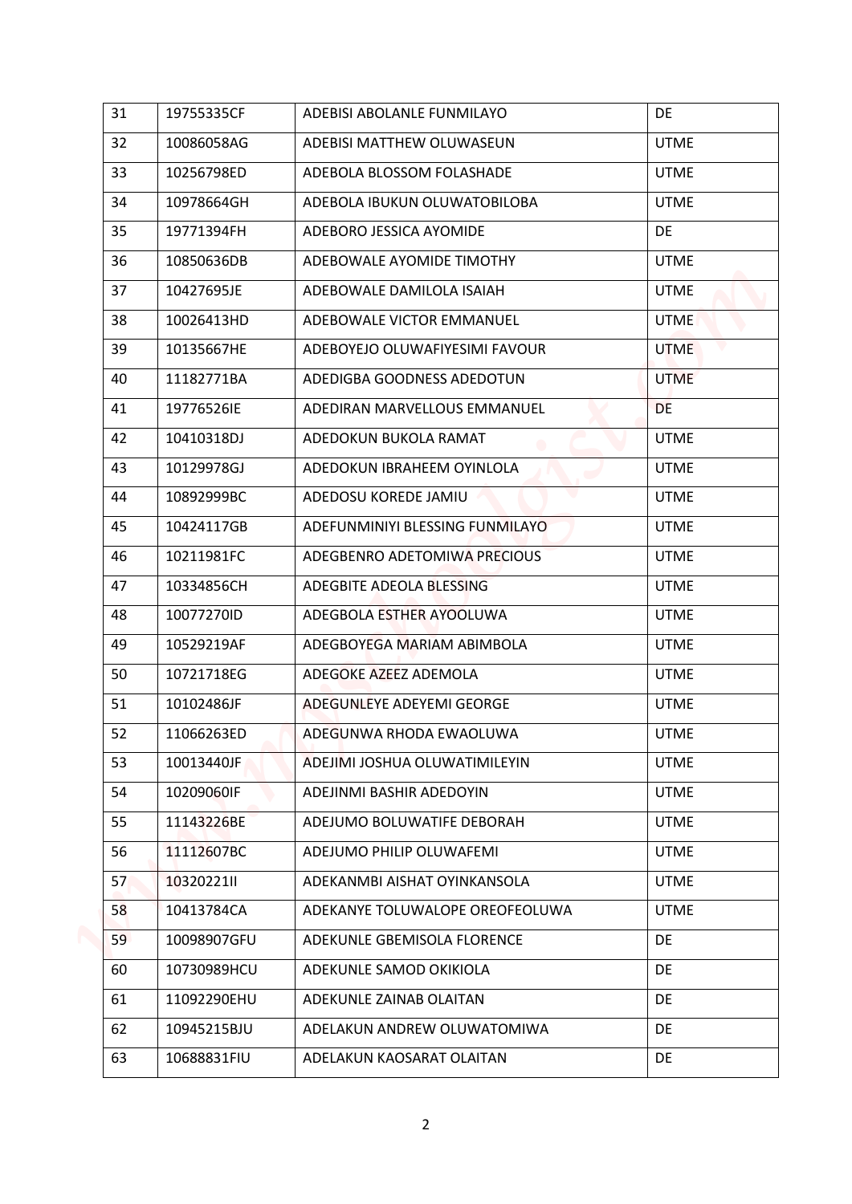| 31 | 19755335CF | ADEBISI ABOLANLE FUNMILAYO | DE |
|---|---|---|---|
| 32 | 10086058AG | ADEBISI MATTHEW OLUWASEUN | UTME |
| 33 | 10256798ED | ADEBOLA BLOSSOM FOLASHADE | UTME |
| 34 | 10978664GH | ADEBOLA IBUKUN OLUWATOBILOBA | UTME |
| 35 | 19771394FH | ADEBORO JESSICA AYOMIDE | DE |
| 36 | 10850636DB | ADEBOWALE AYOMIDE TIMOTHY | UTME |
| 37 | 10427695JE | ADEBOWALE DAMILOLA ISAIAH | UTME |
| 38 | 10026413HD | ADEBOWALE VICTOR EMMANUEL | UTME |
| 39 | 10135667HE | ADEBOYEJO OLUWAFIYESIMI FAVOUR | UTME |
| 40 | 11182771BA | ADEDIGBA GOODNESS ADEDOTUN | UTME |
| 41 | 19776526IE | ADEDIRAN MARVELLOUS EMMANUEL | DE |
| 42 | 10410318DJ | ADEDOKUN BUKOLA RAMAT | UTME |
| 43 | 10129978GJ | ADEDOKUN IBRAHEEM OYINLOLA | UTME |
| 44 | 10892999BC | ADEDOSU KOREDE JAMIU | UTME |
| 45 | 10424117GB | ADEFUNMINIYI BLESSING FUNMILAYO | UTME |
| 46 | 10211981FC | ADEGBENRO ADETOMIWA PRECIOUS | UTME |
| 47 | 10334856CH | ADEGBITE ADEOLA BLESSING | UTME |
| 48 | 10077270ID | ADEGBOLA ESTHER AYOOLUWA | UTME |
| 49 | 10529219AF | ADEGBOYEGA MARIAM ABIMBOLA | UTME |
| 50 | 10721718EG | ADEGOKE AZEEZ ADEMOLA | UTME |
| 51 | 10102486JF | ADEGUNLEYE ADEYEMI GEORGE | UTME |
| 52 | 11066263ED | ADEGUNWA RHODA EWAOLUWA | UTME |
| 53 | 10013440JF | ADEJIMI JOSHUA OLUWATIMILEYIN | UTME |
| 54 | 10209060IF | ADEJINMI BASHIR ADEDOYIN | UTME |
| 55 | 11143226BE | ADEJUMO BOLUWATIFE DEBORAH | UTME |
| 56 | 11112607BC | ADEJUMO PHILIP OLUWAFEMI | UTME |
| 57 | 10320221II | ADEKANMBI AISHAT OYINKANSOLA | UTME |
| 58 | 10413784CA | ADEKANYE TOLUWALOPE OREOFEOLUWA | UTME |
| 59 | 10098907GFU | ADEKUNLE GBEMISOLA FLORENCE | DE |
| 60 | 10730989HCU | ADEKUNLE SAMOD OKIKIOLA | DE |
| 61 | 11092290EHU | ADEKUNLE ZAINAB OLAITAN | DE |
| 62 | 10945215BJU | ADELAKUN ANDREW OLUWATOMIWA | DE |
| 63 | 10688831FIU | ADELAKUN KAOSARAT OLAITAN | DE |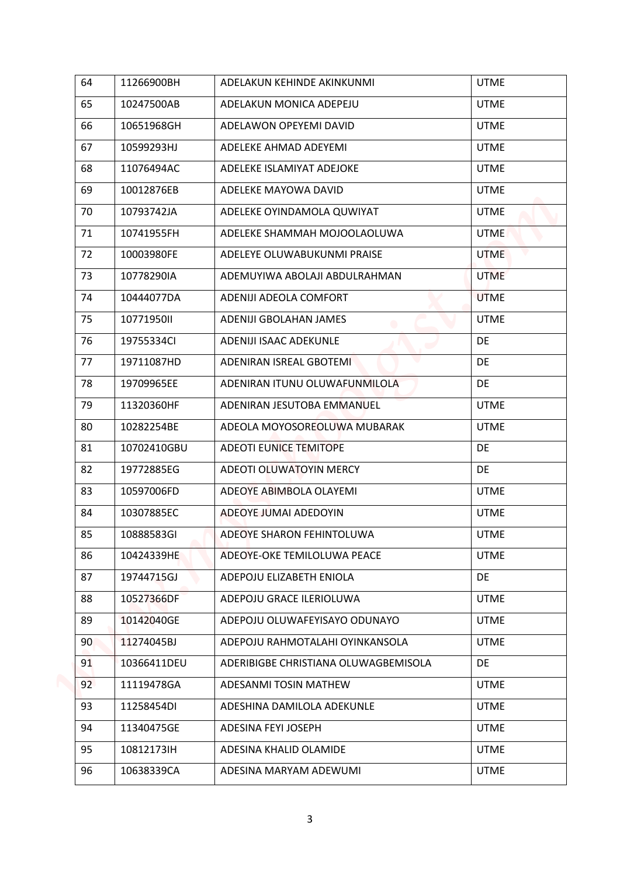| 64 | 11266900BH | ADELAKUN KEHINDE AKINKUNMI | UTME |
|---|---|---|---|
| 65 | 10247500AB | ADELAKUN MONICA ADEPEJU | UTME |
| 66 | 10651968GH | ADELAWON OPEYEMI DAVID | UTME |
| 67 | 10599293HJ | ADELEKE AHMAD ADEYEMI | UTME |
| 68 | 11076494AC | ADELEKE ISLAMIYAT ADEJOKE | UTME |
| 69 | 10012876EB | ADELEKE MAYOWA DAVID | UTME |
| 70 | 10793742JA | ADELEKE OYINDAMOLA QUWIYAT | UTME |
| 71 | 10741955FH | ADELEKE SHAMMAH MOJOOLAOLUWA | UTME |
| 72 | 10003980FE | ADELEYE OLUWABUKUNMI PRAISE | UTME |
| 73 | 10778290IA | ADEMUYIWA ABOLAJI ABDULRAHMAN | UTME |
| 74 | 10444077DA | ADENIJI ADEOLA COMFORT | UTME |
| 75 | 10771950II | ADENIJI GBOLAHAN JAMES | UTME |
| 76 | 19755334CI | ADENIJI ISAAC ADEKUNLE | DE |
| 77 | 19711087HD | ADENIRAN ISREAL GBOTEMI | DE |
| 78 | 19709965EE | ADENIRAN ITUNU OLUWAFUNMILOLA | DE |
| 79 | 11320360HF | ADENIRAN JESUTOBA EMMANUEL | UTME |
| 80 | 10282254BE | ADEOLA MOYOSOREOLUWA MUBARAK | UTME |
| 81 | 10702410GBU | ADEOTI EUNICE TEMITOPE | DE |
| 82 | 19772885EG | ADEOTI OLUWATOYIN MERCY | DE |
| 83 | 10597006FD | ADEOYE ABIMBOLA OLAYEMI | UTME |
| 84 | 10307885EC | ADEOYE JUMAI ADEDOYIN | UTME |
| 85 | 10888583GI | ADEOYE SHARON FEHINTOLUWA | UTME |
| 86 | 10424339HE | ADEOYE-OKE TEMILOLUWA PEACE | UTME |
| 87 | 19744715GJ | ADEPOJU ELIZABETH ENIOLA | DE |
| 88 | 10527366DF | ADEPOJU GRACE ILERIOLUWA | UTME |
| 89 | 10142040GE | ADEPOJU OLUWAFEYISAYO ODUNAYO | UTME |
| 90 | 11274045BJ | ADEPOJU RAHMOTALAHI OYINKANSOLA | UTME |
| 91 | 10366411DEU | ADERIBIGBE CHRISTIANA OLUWAGBEMISOLA | DE |
| 92 | 11119478GA | ADESANMI TOSIN MATHEW | UTME |
| 93 | 11258454DI | ADESHINA DAMILOLA ADEKUNLE | UTME |
| 94 | 11340475GE | ADESINA FEYI JOSEPH | UTME |
| 95 | 10812173IH | ADESINA KHALID OLAMIDE | UTME |
| 96 | 10638339CA | ADESINA MARYAM ADEWUMI | UTME |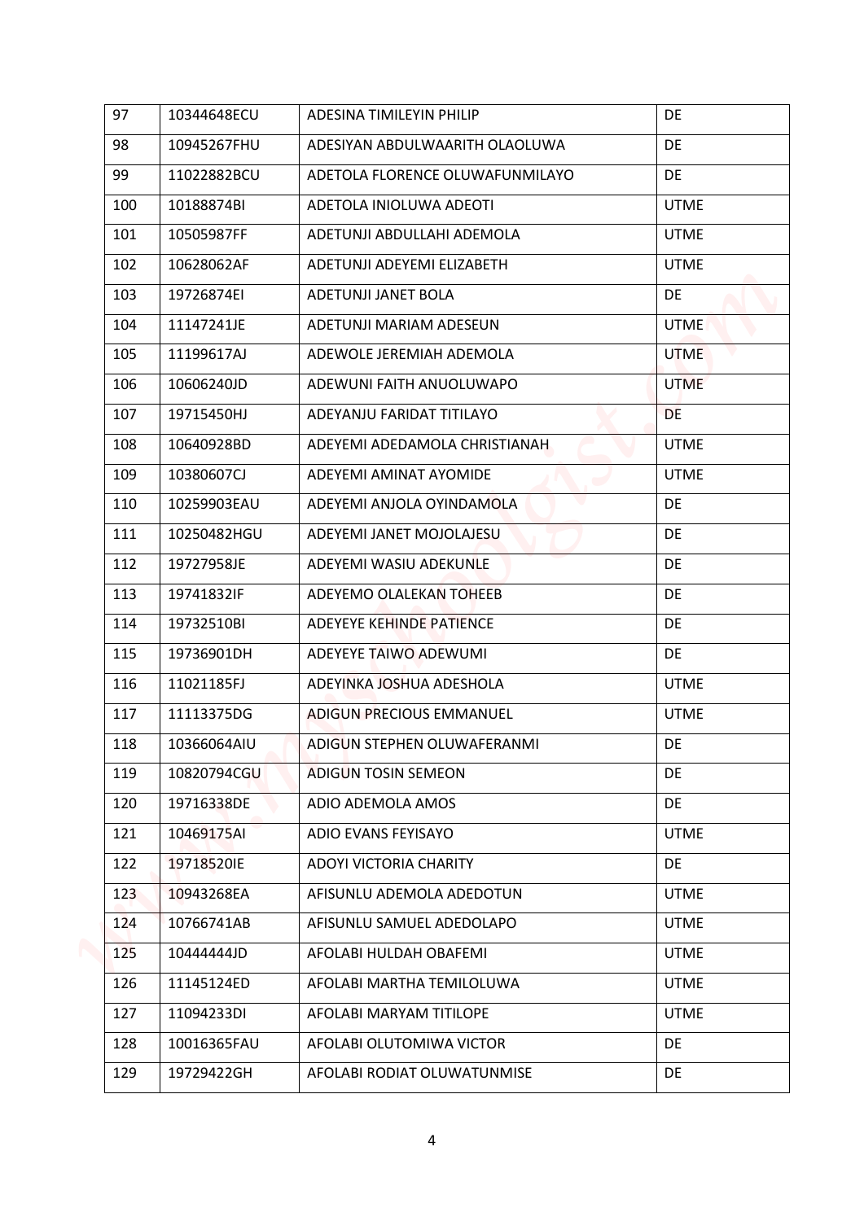| 97 | 10344648ECU | ADESINA TIMILEYIN PHILIP | DE |
|---|---|---|---|
| 98 | 10945267FHU | ADESIYAN ABDULWAARITH OLAOLUWA | DE |
| 99 | 11022882BCU | ADETOLA FLORENCE OLUWAFUNMILAYO | DE |
| 100 | 10188874BI | ADETOLA INIOLUWA ADEOTI | UTME |
| 101 | 10505987FF | ADETUNJI ABDULLAHI ADEMOLA | UTME |
| 102 | 10628062AF | ADETUNJI ADEYEMI ELIZABETH | UTME |
| 103 | 19726874EI | ADETUNJI JANET BOLA | DE |
| 104 | 11147241JE | ADETUNJI MARIAM ADESEUN | UTME |
| 105 | 11199617AJ | ADEWOLE JEREMIAH ADEMOLA | UTME |
| 106 | 10606240JD | ADEWUNI FAITH ANUOLUWAPO | UTME |
| 107 | 19715450HJ | ADEYANJU FARIDAT TITILAYO | DE |
| 108 | 10640928BD | ADEYEMI ADEDAMOLA CHRISTIANAH | UTME |
| 109 | 10380607CJ | ADEYEMI AMINAT AYOMIDE | UTME |
| 110 | 10259903EAU | ADEYEMI ANJOLA OYINDAMOLA | DE |
| 111 | 10250482HGU | ADEYEMI JANET MOJOLAJESU | DE |
| 112 | 19727958JE | ADEYEMI WASIU ADEKUNLE | DE |
| 113 | 19741832IF | ADEYEMO OLALEKAN TOHEEB | DE |
| 114 | 19732510BI | ADEYEYE KEHINDE PATIENCE | DE |
| 115 | 19736901DH | ADEYEYE TAIWO ADEWUMI | DE |
| 116 | 11021185FJ | ADEYINKA JOSHUA ADESHOLA | UTME |
| 117 | 11113375DG | ADIGUN PRECIOUS EMMANUEL | UTME |
| 118 | 10366064AIU | ADIGUN STEPHEN OLUWAFERANMI | DE |
| 119 | 10820794CGU | ADIGUN TOSIN SEMEON | DE |
| 120 | 19716338DE | ADIO ADEMOLA AMOS | DE |
| 121 | 10469175AI | ADIO EVANS FEYISAYO | UTME |
| 122 | 19718520IE | ADOYI VICTORIA CHARITY | DE |
| 123 | 10943268EA | AFISUNLU ADEMOLA ADEDOTUN | UTME |
| 124 | 10766741AB | AFISUNLU SAMUEL ADEDOLAPO | UTME |
| 125 | 10444444JD | AFOLABI HULDAH OBAFEMI | UTME |
| 126 | 11145124ED | AFOLABI MARTHA TEMILOLUWA | UTME |
| 127 | 11094233DI | AFOLABI MARYAM TITILOPE | UTME |
| 128 | 10016365FAU | AFOLABI OLUTOMIWA VICTOR | DE |
| 129 | 19729422GH | AFOLABI RODIAT OLUWATUNMISE | DE |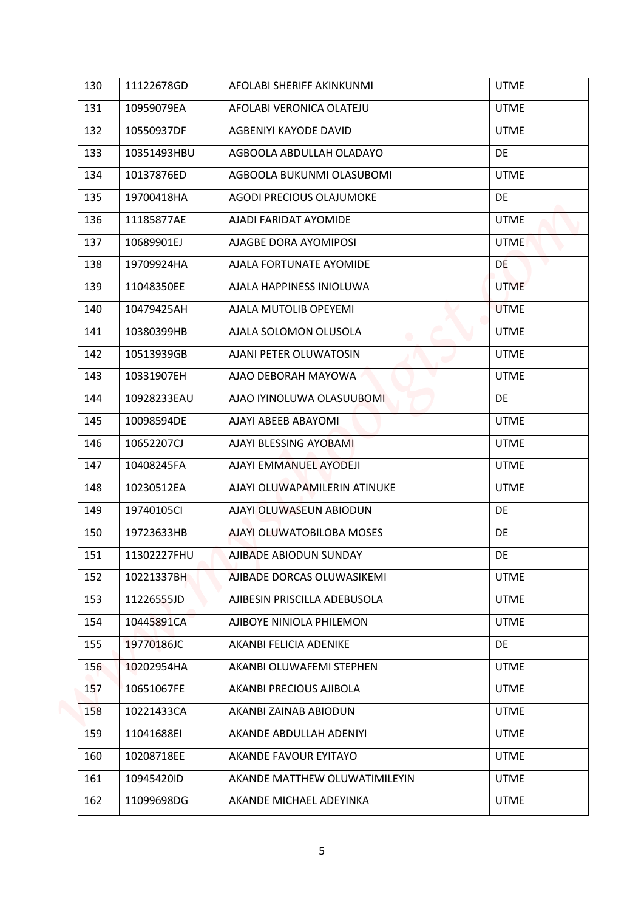| 130 | 11122678GD | AFOLABI SHERIFF AKINKUNMI | UTME |
|---|---|---|---|
| 131 | 10959079EA | AFOLABI VERONICA OLATEJU | UTME |
| 132 | 10550937DF | AGBENIYI KAYODE DAVID | UTME |
| 133 | 10351493HBU | AGBOOLA ABDULLAH OLADAYO | DE |
| 134 | 10137876ED | AGBOOLA BUKUNMI OLASUBOMI | UTME |
| 135 | 19700418HA | AGODI PRECIOUS OLAJUMOKE | DE |
| 136 | 11185877AE | AJADI FARIDAT AYOMIDE | UTME |
| 137 | 10689901EJ | AJAGBE DORA AYOMIPOSI | UTME |
| 138 | 19709924HA | AJALA FORTUNATE AYOMIDE | DE |
| 139 | 11048350EE | AJALA HAPPINESS INIOLUWA | UTME |
| 140 | 10479425AH | AJALA MUTOLIB OPEYEMI | UTME |
| 141 | 10380399HB | AJALA SOLOMON OLUSOLA | UTME |
| 142 | 10513939GB | AJANI PETER OLUWATOSIN | UTME |
| 143 | 10331907EH | AJAO DEBORAH MAYOWA | UTME |
| 144 | 10928233EAU | AJAO IYINOLUWA OLASUUBOMI | DE |
| 145 | 10098594DE | AJAYI ABEEB ABAYOMI | UTME |
| 146 | 10652207CJ | AJAYI BLESSING AYOBAMI | UTME |
| 147 | 10408245FA | AJAYI EMMANUEL AYODEJI | UTME |
| 148 | 10230512EA | AJAYI OLUWAPAMILERIN ATINUKE | UTME |
| 149 | 19740105CI | AJAYI OLUWASEUN ABIODUN | DE |
| 150 | 19723633HB | AJAYI OLUWATOBILOBA MOSES | DE |
| 151 | 11302227FHU | AJIBADE ABIODUN SUNDAY | DE |
| 152 | 10221337BH | AJIBADE DORCAS OLUWASIKEMI | UTME |
| 153 | 11226555JD | AJIBESIN PRISCILLA ADEBUSOLA | UTME |
| 154 | 10445891CA | AJIBOYE NINIOLA PHILEMON | UTME |
| 155 | 19770186JC | AKANBI FELICIA ADENIKE | DE |
| 156 | 10202954HA | AKANBI OLUWAFEMI STEPHEN | UTME |
| 157 | 10651067FE | AKANBI PRECIOUS AJIBOLA | UTME |
| 158 | 10221433CA | AKANBI ZAINAB ABIODUN | UTME |
| 159 | 11041688EI | AKANDE ABDULLAH ADENIYI | UTME |
| 160 | 10208718EE | AKANDE FAVOUR EYITAYO | UTME |
| 161 | 10945420ID | AKANDE MATTHEW OLUWATIMILEYIN | UTME |
| 162 | 11099698DG | AKANDE MICHAEL ADEYINKA | UTME |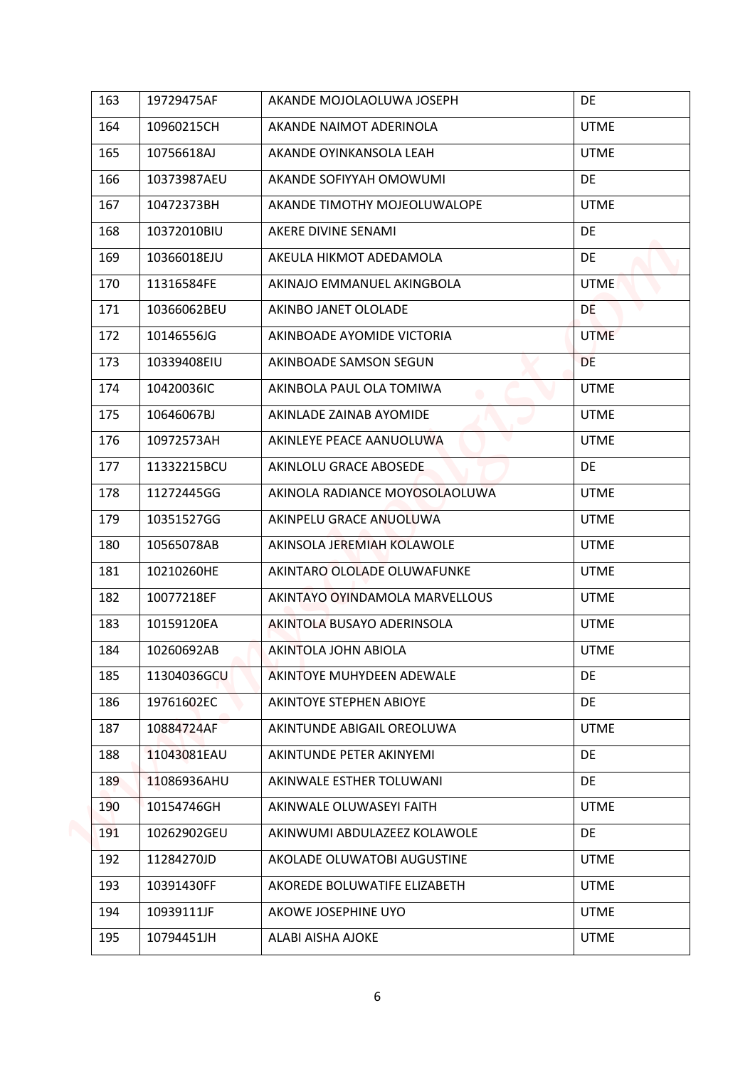| 163 | 19729475AF | AKANDE MOJOLAOLUWA JOSEPH | DE |
|---|---|---|---|
| 164 | 10960215CH | AKANDE NAIMOT ADERINOLA | UTME |
| 165 | 10756618AJ | AKANDE OYINKANSOLA LEAH | UTME |
| 166 | 10373987AEU | AKANDE SOFIYYAH OMOWUMI | DE |
| 167 | 10472373BH | AKANDE TIMOTHY MOJEOLUWALOPE | UTME |
| 168 | 10372010BIU | AKERE DIVINE SENAMI | DE |
| 169 | 10366018EJU | AKEULA HIKMOT ADEDAMOLA | DE |
| 170 | 11316584FE | AKINAJO EMMANUEL AKINGBOLA | UTME |
| 171 | 10366062BEU | AKINBO JANET OLOLADE | DE |
| 172 | 10146556JG | AKINBOADE AYOMIDE VICTORIA | UTME |
| 173 | 10339408EIU | AKINBOADE SAMSON SEGUN | DE |
| 174 | 10420036IC | AKINBOLA PAUL OLA TOMIWA | UTME |
| 175 | 10646067BJ | AKINLADE ZAINAB AYOMIDE | UTME |
| 176 | 10972573AH | AKINLEYE PEACE AANUOLUWA | UTME |
| 177 | 11332215BCU | AKINLOLU GRACE ABOSEDE | DE |
| 178 | 11272445GG | AKINOLA RADIANCE MOYOSOLAOLUWA | UTME |
| 179 | 10351527GG | AKINPELU GRACE ANUOLUWA | UTME |
| 180 | 10565078AB | AKINSOLA JEREMIAH KOLAWOLE | UTME |
| 181 | 10210260HE | AKINTARO OLOLADE OLUWAFUNKE | UTME |
| 182 | 10077218EF | AKINTAYO OYINDAMOLA MARVELLOUS | UTME |
| 183 | 10159120EA | AKINTOLA BUSAYO ADERINSOLA | UTME |
| 184 | 10260692AB | AKINTOLA JOHN ABIOLA | UTME |
| 185 | 11304036GCU | AKINTOYE MUHYDEEN ADEWALE | DE |
| 186 | 19761602EC | AKINTOYE STEPHEN ABIOYE | DE |
| 187 | 10884724AF | AKINTUNDE ABIGAIL OREOLUWA | UTME |
| 188 | 11043081EAU | AKINTUNDE PETER AKINYEMI | DE |
| 189 | 11086936AHU | AKINWALE ESTHER TOLUWANI | DE |
| 190 | 10154746GH | AKINWALE OLUWASEYI FAITH | UTME |
| 191 | 10262902GEU | AKINWUMI ABDULAZEEZ KOLAWOLE | DE |
| 192 | 11284270JD | AKOLADE OLUWATOBI AUGUSTINE | UTME |
| 193 | 10391430FF | AKOREDE BOLUWATIFE ELIZABETH | UTME |
| 194 | 10939111JF | AKOWE JOSEPHINE UYO | UTME |
| 195 | 10794451JH | ALABI AISHA AJOKE | UTME |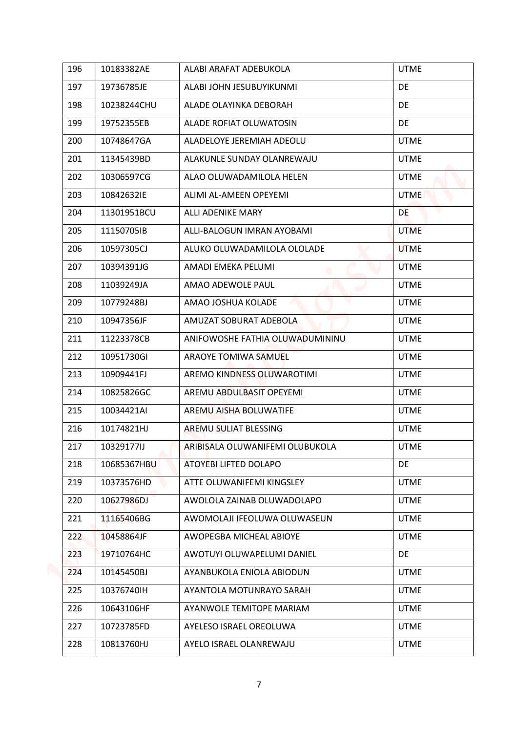| 196 | 10183382AE | ALABI ARAFAT ADEBUKOLA | UTME |
|---|---|---|---|
| 197 | 19736785JE | ALABI JOHN JESUBUYIKUNMI | DE |
| 198 | 10238244CHU | ALADE OLAYINKA DEBORAH | DE |
| 199 | 19752355EB | ALADE ROFIAT OLUWATOSIN | DE |
| 200 | 10748647GA | ALADELOYE JEREMIAH ADEOLU | UTME |
| 201 | 11345439BD | ALAKUNLE SUNDAY OLANREWAJU | UTME |
| 202 | 10306597CG | ALAO OLUWADAMILOLA HELEN | UTME |
| 203 | 10842632IE | ALIMI AL-AMEEN OPEYEMI | UTME |
| 204 | 11301951BCU | ALLI ADENIKE MARY | DE |
| 205 | 11150705IB | ALLI-BALOGUN IMRAN AYOBAMI | UTME |
| 206 | 10597305CJ | ALUKO OLUWADAMILOLA OLOLADE | UTME |
| 207 | 10394391JG | AMADI EMEKA PELUMI | UTME |
| 208 | 11039249JA | AMAO ADEWOLE PAUL | UTME |
| 209 | 10779248BJ | AMAO JOSHUA KOLADE | UTME |
| 210 | 10947356JF | AMUZAT SOBURAT ADEBOLA | UTME |
| 211 | 11223378CB | ANIFOWOSHE FATHIA OLUWADUMININU | UTME |
| 212 | 10951730GI | ARAOYE TOMIWA SAMUEL | UTME |
| 213 | 10909441FJ | AREMO KINDNESS OLUWAROTIMI | UTME |
| 214 | 10825826GC | AREMU ABDULBASIT OPEYEMI | UTME |
| 215 | 10034421AI | AREMU AISHA BOLUWATIFE | UTME |
| 216 | 10174821HJ | AREMU SULIAT BLESSING | UTME |
| 217 | 10329177IJ | ARIBISALA OLUWANIFEMI OLUBUKOLA | UTME |
| 218 | 10685367HBU | ATOYEBI LIFTED DOLAPO | DE |
| 219 | 10373576HD | ATTE OLUWANIFEMI KINGSLEY | UTME |
| 220 | 10627986DJ | AWOLOLA ZAINAB OLUWADOLAPO | UTME |
| 221 | 11165406BG | AWOMOLAJI IFEOLUWA OLUWASEUN | UTME |
| 222 | 10458864JF | AWOPEGBA MICHEAL ABIOYE | UTME |
| 223 | 19710764HC | AWOTUYI OLUWAPELUMI DANIEL | DE |
| 224 | 10145450BJ | AYANBUKOLA ENIOLA ABIODUN | UTME |
| 225 | 10376740IH | AYANTOLA MOTUNRAYO SARAH | UTME |
| 226 | 10643106HF | AYANWOLE TEMITOPE MARIAM | UTME |
| 227 | 10723785FD | AYELESO ISRAEL OREOLUWA | UTME |
| 228 | 10813760HJ | AYELO ISRAEL OLANREWAJU | UTME |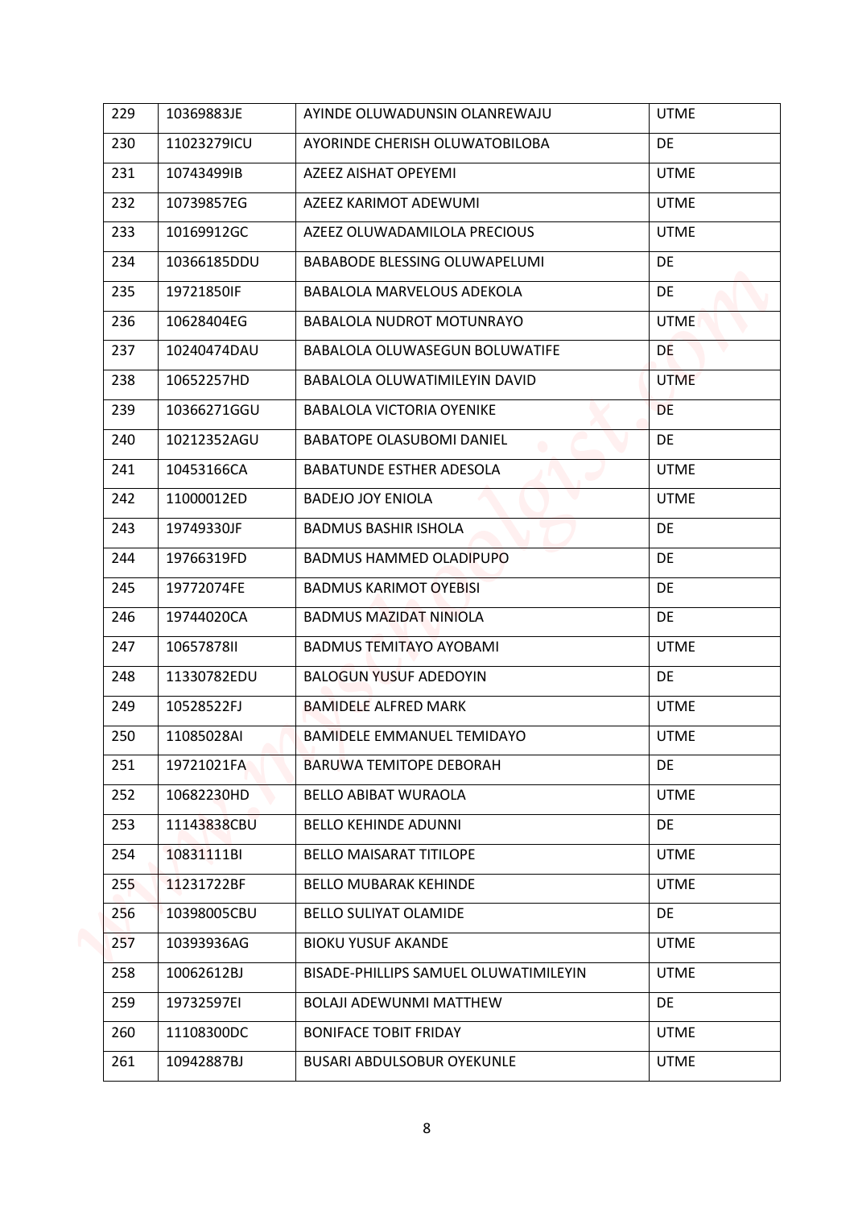| 229 | 10369883JE | AYINDE OLUWADUNSIN OLANREWAJU | UTME |
|---|---|---|---|
| 230 | 11023279ICU | AYORINDE CHERISH OLUWATOBILOBA | DE |
| 231 | 10743499IB | AZEEZ AISHAT OPEYEMI | UTME |
| 232 | 10739857EG | AZEEZ KARIMOT ADEWUMI | UTME |
| 233 | 10169912GC | AZEEZ OLUWADAMILOLA PRECIOUS | UTME |
| 234 | 10366185DDU | BABABODE BLESSING OLUWAPELUMI | DE |
| 235 | 19721850IF | BABALOLA MARVELOUS ADEKOLA | DE |
| 236 | 10628404EG | BABALOLA NUDROT MOTUNRAYO | UTME |
| 237 | 10240474DAU | BABALOLA OLUWASEGUN BOLUWATIFE | DE |
| 238 | 10652257HD | BABALOLA OLUWATIMILEYIN DAVID | UTME |
| 239 | 10366271GGU | BABALOLA VICTORIA OYENIKE | DE |
| 240 | 10212352AGU | BABATOPE OLASUBOMI DANIEL | DE |
| 241 | 10453166CA | BABATUNDE ESTHER ADESOLA | UTME |
| 242 | 11000012ED | BADEJO JOY ENIOLA | UTME |
| 243 | 19749330JF | BADMUS BASHIR ISHOLA | DE |
| 244 | 19766319FD | BADMUS HAMMED OLADIPUPO | DE |
| 245 | 19772074FE | BADMUS KARIMOT OYEBISI | DE |
| 246 | 19744020CA | BADMUS MAZIDAT NINIOLA | DE |
| 247 | 10657878II | BADMUS TEMITAYO AYOBAMI | UTME |
| 248 | 11330782EDU | BALOGUN YUSUF ADEDOYIN | DE |
| 249 | 10528522FJ | BAMIDELE ALFRED MARK | UTME |
| 250 | 11085028AI | BAMIDELE EMMANUEL TEMIDAYO | UTME |
| 251 | 19721021FA | BARUWA TEMITOPE DEBORAH | DE |
| 252 | 10682230HD | BELLO ABIBAT WURAOLA | UTME |
| 253 | 11143838CBU | BELLO KEHINDE ADUNNI | DE |
| 254 | 10831111BI | BELLO MAISARAT TITILOPE | UTME |
| 255 | 11231722BF | BELLO MUBARAK KEHINDE | UTME |
| 256 | 10398005CBU | BELLO SULIYAT OLAMIDE | DE |
| 257 | 10393936AG | BIOKU YUSUF AKANDE | UTME |
| 258 | 10062612BJ | BISADE-PHILLIPS SAMUEL OLUWATIMILEYIN | UTME |
| 259 | 19732597EI | BOLAJI ADEWUNMI MATTHEW | DE |
| 260 | 11108300DC | BONIFACE TOBIT FRIDAY | UTME |
| 261 | 10942887BJ | BUSARI ABDULSOBUR OYEKUNLE | UTME |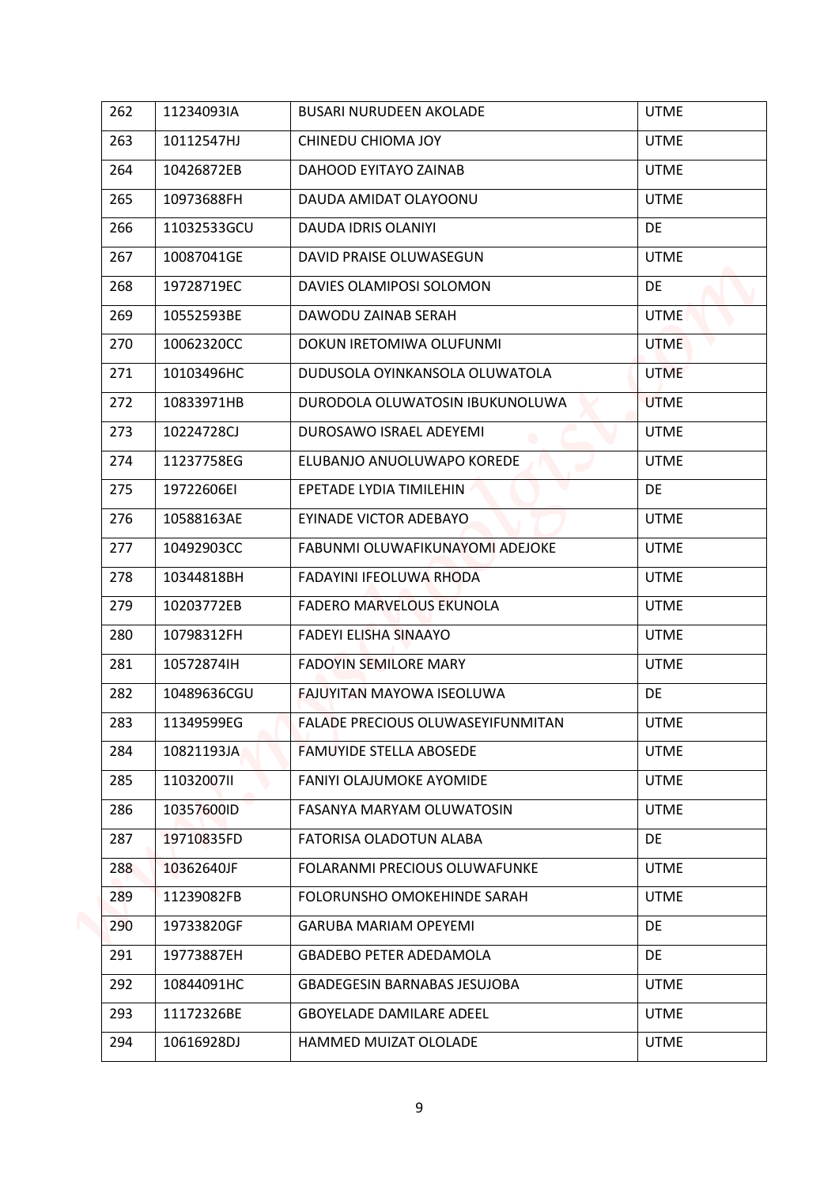| 262 | 11234093IA | BUSARI NURUDEEN AKOLADE | UTME |
|---|---|---|---|
| 263 | 10112547HJ | CHINEDU CHIOMA JOY | UTME |
| 264 | 10426872EB | DAHOOD EYITAYO ZAINAB | UTME |
| 265 | 10973688FH | DAUDA AMIDAT OLAYOONU | UTME |
| 266 | 11032533GCU | DAUDA IDRIS OLANIYI | DE |
| 267 | 10087041GE | DAVID PRAISE OLUWASEGUN | UTME |
| 268 | 19728719EC | DAVIES OLAMIPOSI SOLOMON | DE |
| 269 | 10552593BE | DAWODU ZAINAB SERAH | UTME |
| 270 | 10062320CC | DOKUN IRETOMIWA OLUFUNMI | UTME |
| 271 | 10103496HC | DUDUSOLA OYINKANSOLA OLUWATOLA | UTME |
| 272 | 10833971HB | DURODOLA OLUWATOSIN IBUKUNOLUWA | UTME |
| 273 | 10224728CJ | DUROSAWO ISRAEL ADEYEMI | UTME |
| 274 | 11237758EG | ELUBANJO ANUOLUWAPO KOREDE | UTME |
| 275 | 19722606EI | EPETADE LYDIA TIMILEHIN | DE |
| 276 | 10588163AE | EYINADE VICTOR ADEBAYO | UTME |
| 277 | 10492903CC | FABUNMI OLUWAFIKUNAYOMI ADEJOKE | UTME |
| 278 | 10344818BH | FADAYINI IFEOLUWA RHODA | UTME |
| 279 | 10203772EB | FADERO MARVELOUS EKUNOLA | UTME |
| 280 | 10798312FH | FADEYI ELISHA SINAAYO | UTME |
| 281 | 10572874IH | FADOYIN SEMILORE MARY | UTME |
| 282 | 10489636CGU | FAJUYITAN MAYOWA ISEOLUWA | DE |
| 283 | 11349599EG | FALADE PRECIOUS OLUWASEYIFUNMITAN | UTME |
| 284 | 10821193JA | FAMUYIDE STELLA ABOSEDE | UTME |
| 285 | 11032007II | FANIYI OLAJUMOKE AYOMIDE | UTME |
| 286 | 10357600ID | FASANYA MARYAM OLUWATOSIN | UTME |
| 287 | 19710835FD | FATORISA OLADOTUN ALABA | DE |
| 288 | 10362640JF | FOLARANMI PRECIOUS OLUWAFUNKE | UTME |
| 289 | 11239082FB | FOLORUNSHO OMOKEHINDE SARAH | UTME |
| 290 | 19733820GF | GARUBA MARIAM OPEYEMI | DE |
| 291 | 19773887EH | GBADEBO PETER ADEDAMOLA | DE |
| 292 | 10844091HC | GBADEGESIN BARNABAS JESUJOBA | UTME |
| 293 | 11172326BE | GBOYELADE DAMILARE ADEEL | UTME |
| 294 | 10616928DJ | HAMMED MUIZAT OLOLADE | UTME |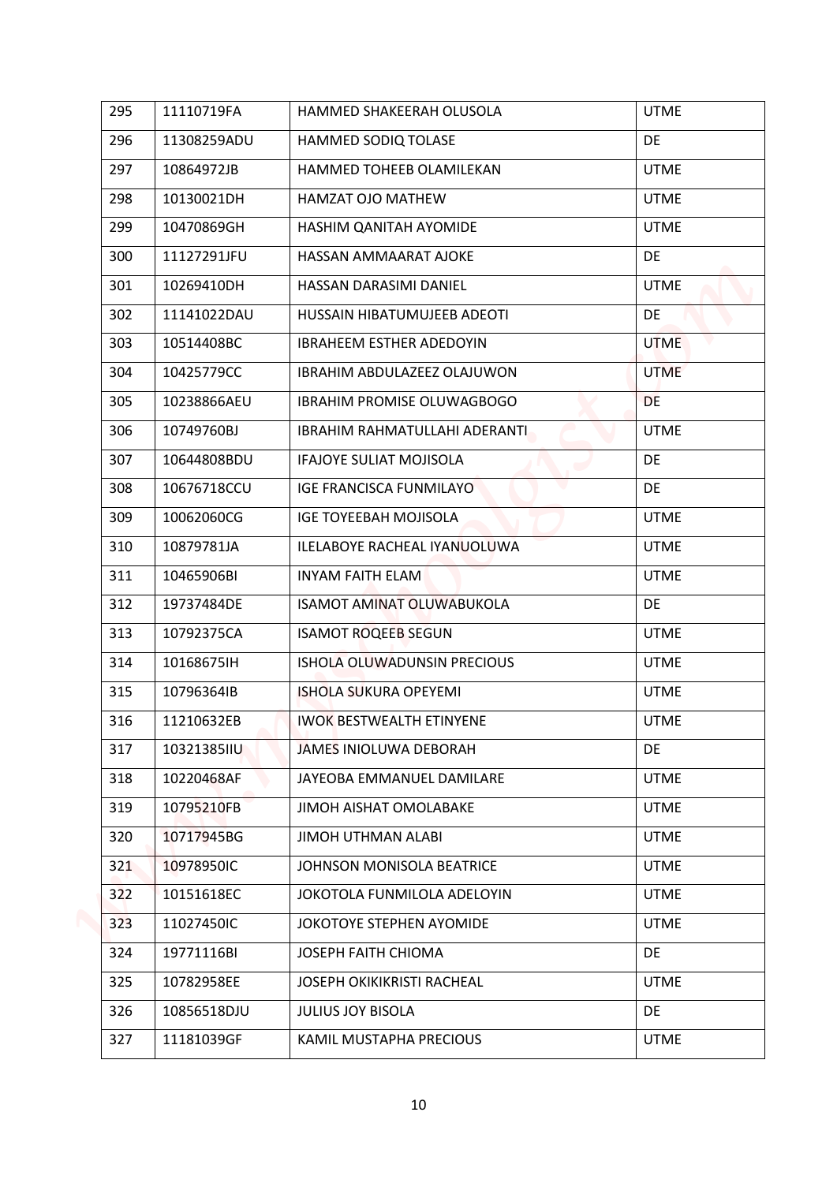| 295 | 11110719FA | HAMMED SHAKEERAH OLUSOLA | UTME |
|---|---|---|---|
| 296 | 11308259ADU | HAMMED SODIQ TOLASE | DE |
| 297 | 10864972JB | HAMMED TOHEEB OLAMILEKAN | UTME |
| 298 | 10130021DH | HAMZAT OJO MATHEW | UTME |
| 299 | 10470869GH | HASHIM QANITAH AYOMIDE | UTME |
| 300 | 11127291JFU | HASSAN AMMAARAT AJOKE | DE |
| 301 | 10269410DH | HASSAN DARASIMI DANIEL | UTME |
| 302 | 11141022DAU | HUSSAIN HIBATUMUJEEB ADEOTI | DE |
| 303 | 10514408BC | IBRAHEEM ESTHER ADEDOYIN | UTME |
| 304 | 10425779CC | IBRAHIM ABDULAZEEZ OLAJUWON | UTME |
| 305 | 10238866AEU | IBRAHIM PROMISE OLUWAGBOGO | DE |
| 306 | 10749760BJ | IBRAHIM RAHMATULLAHI ADERANTI | UTME |
| 307 | 10644808BDU | IFAJOYE SULIAT MOJISOLA | DE |
| 308 | 10676718CCU | IGE FRANCISCA FUNMILAYO | DE |
| 309 | 10062060CG | IGE TOYEEBAH MOJISOLA | UTME |
| 310 | 10879781JA | ILELABOYE RACHEAL IYANUOLUWA | UTME |
| 311 | 10465906BI | INYAM FAITH ELAM | UTME |
| 312 | 19737484DE | ISAMOT AMINAT OLUWABUKOLA | DE |
| 313 | 10792375CA | ISAMOT ROQEEB SEGUN | UTME |
| 314 | 10168675IH | ISHOLA OLUWADUNSIN PRECIOUS | UTME |
| 315 | 10796364IB | ISHOLA SUKURA OPEYEMI | UTME |
| 316 | 11210632EB | IWOK BESTWEALTH ETINYENE | UTME |
| 317 | 10321385IIU | JAMES INIOLUWA DEBORAH | DE |
| 318 | 10220468AF | JAYEOBA EMMANUEL DAMILARE | UTME |
| 319 | 10795210FB | JIMOH AISHAT OMOLABAKE | UTME |
| 320 | 10717945BG | JIMOH UTHMAN ALABI | UTME |
| 321 | 10978950IC | JOHNSON MONISOLA BEATRICE | UTME |
| 322 | 10151618EC | JOKOTOLA FUNMILOLA ADELOYIN | UTME |
| 323 | 11027450IC | JOKOTOYE STEPHEN AYOMIDE | UTME |
| 324 | 19771116BI | JOSEPH FAITH CHIOMA | DE |
| 325 | 10782958EE | JOSEPH OKIKIKRISTI RACHEAL | UTME |
| 326 | 10856518DJU | JULIUS JOY BISOLA | DE |
| 327 | 11181039GF | KAMIL MUSTAPHA PRECIOUS | UTME |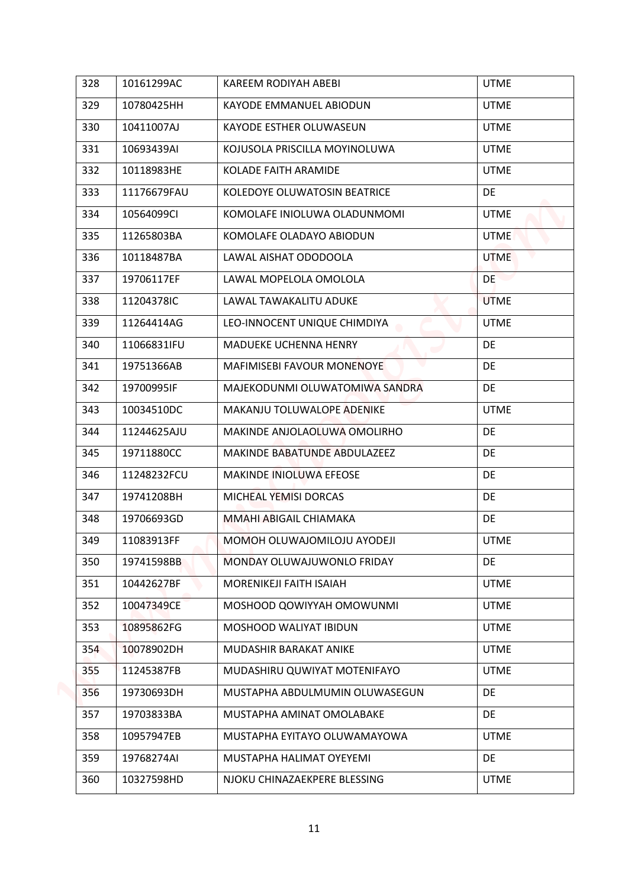| 328 | 10161299AC | KAREEM RODIYAH ABEBI | UTME |
|---|---|---|---|
| 329 | 10780425HH | KAYODE EMMANUEL ABIODUN | UTME |
| 330 | 10411007AJ | KAYODE ESTHER OLUWASEUN | UTME |
| 331 | 10693439AI | KOJUSOLA PRISCILLA MOYINOLUWA | UTME |
| 332 | 10118983HE | KOLADE FAITH ARAMIDE | UTME |
| 333 | 11176679FAU | KOLEDOYE OLUWATOSIN BEATRICE | DE |
| 334 | 10564099CI | KOMOLAFE INIOLUWA OLADUNMOMI | UTME |
| 335 | 11265803BA | KOMOLAFE OLADAYO ABIODUN | UTME |
| 336 | 10118487BA | LAWAL AISHAT ODODOOLA | UTME |
| 337 | 19706117EF | LAWAL MOPELOLA OMOLOLA | DE |
| 338 | 11204378IC | LAWAL TAWAKALITU ADUKE | UTME |
| 339 | 11264414AG | LEO-INNOCENT UNIQUE CHIMDIYA | UTME |
| 340 | 11066831IFU | MADUEKE UCHENNA HENRY | DE |
| 341 | 19751366AB | MAFIMISEBI FAVOUR MONENOYE | DE |
| 342 | 19700995IF | MAJEKODUNMI OLUWATOMIWA SANDRA | DE |
| 343 | 10034510DC | MAKANJU TOLUWALOPE ADENIKE | UTME |
| 344 | 11244625AJU | MAKINDE ANJOLAOLUWA OMOLIRHO | DE |
| 345 | 19711880CC | MAKINDE BABATUNDE ABDULAZEEZ | DE |
| 346 | 11248232FCU | MAKINDE INIOLUWA EFEOSE | DE |
| 347 | 19741208BH | MICHEAL YEMISI DORCAS | DE |
| 348 | 19706693GD | MMAHI ABIGAIL CHIAMAKA | DE |
| 349 | 11083913FF | MOMOH OLUWAJOMILOJU AYODEJI | UTME |
| 350 | 19741598BB | MONDAY OLUWAJUWONLO FRIDAY | DE |
| 351 | 10442627BF | MORENIKEJI FAITH ISAIAH | UTME |
| 352 | 10047349CE | MOSHOOD QOWIYYAH OMOWUNMI | UTME |
| 353 | 10895862FG | MOSHOOD WALIYAT IBIDUN | UTME |
| 354 | 10078902DH | MUDASHIR BARAKAT ANIKE | UTME |
| 355 | 11245387FB | MUDASHIRU QUWIYAT MOTENIFAYO | UTME |
| 356 | 19730693DH | MUSTAPHA ABDULMUMIN OLUWASEGUN | DE |
| 357 | 19703833BA | MUSTAPHA AMINAT OMOLABAKE | DE |
| 358 | 10957947EB | MUSTAPHA EYITAYO OLUWAMAYOWA | UTME |
| 359 | 19768274AI | MUSTAPHA HALIMAT OYEYEMI | DE |
| 360 | 10327598HD | NJOKU CHINAZAEKPERE BLESSING | UTME |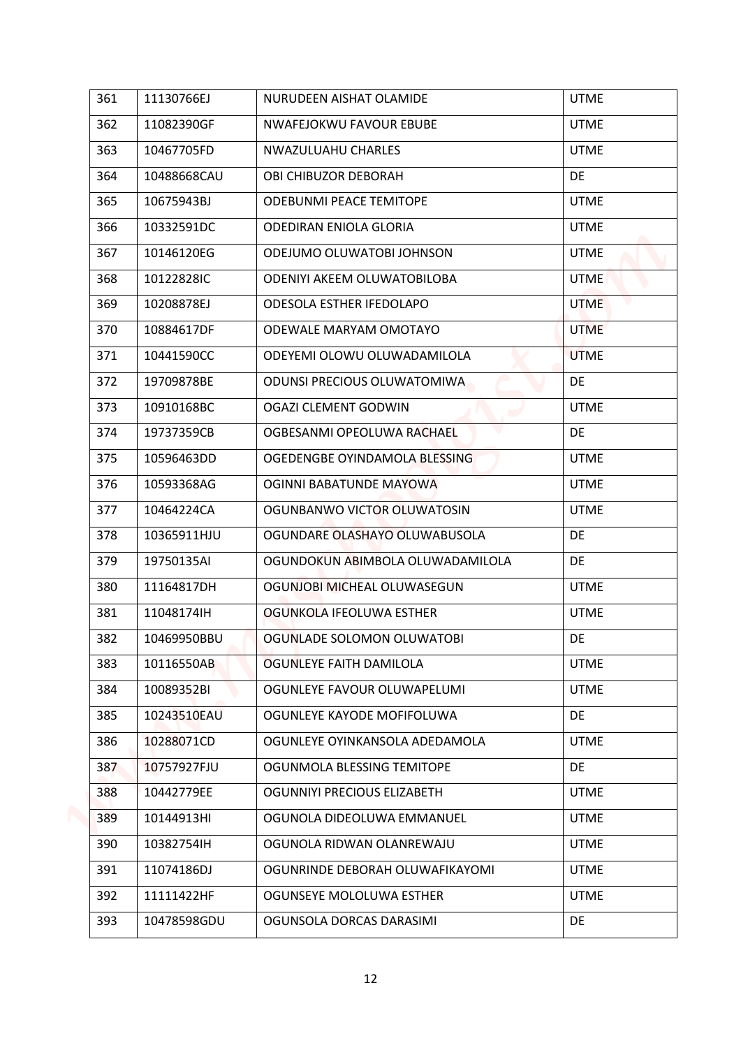| 361 | 11130766EJ | NURUDEEN AISHAT OLAMIDE | UTME |
|---|---|---|---|
| 362 | 11082390GF | NWAFEJOKWU FAVOUR EBUBE | UTME |
| 363 | 10467705FD | NWAZULUAHU CHARLES | UTME |
| 364 | 10488668CAU | OBI CHIBUZOR DEBORAH | DE |
| 365 | 10675943BJ | ODEBUNMI PEACE TEMITOPE | UTME |
| 366 | 10332591DC | ODEDIRAN ENIOLA GLORIA | UTME |
| 367 | 10146120EG | ODEJUMO OLUWATOBI JOHNSON | UTME |
| 368 | 10122828IC | ODENIYI AKEEM OLUWATOBILOBA | UTME |
| 369 | 10208878EJ | ODESOLA ESTHER IFEDOLAPO | UTME |
| 370 | 10884617DF | ODEWALE MARYAM OMOTAYO | UTME |
| 371 | 10441590CC | ODEYEMI OLOWU OLUWADAMILOLA | UTME |
| 372 | 19709878BE | ODUNSI PRECIOUS OLUWATOMIWA | DE |
| 373 | 10910168BC | OGAZI CLEMENT GODWIN | UTME |
| 374 | 19737359CB | OGBESANMI OPEOLUWA RACHAEL | DE |
| 375 | 10596463DD | OGEDENGBE OYINDAMOLA BLESSING | UTME |
| 376 | 10593368AG | OGINNI BABATUNDE MAYOWA | UTME |
| 377 | 10464224CA | OGUNBANWO VICTOR OLUWATOSIN | UTME |
| 378 | 10365911HJU | OGUNDARE OLASHAYO OLUWABUSOLA | DE |
| 379 | 19750135AI | OGUNDOKUN ABIMBOLA OLUWADAMILOLA | DE |
| 380 | 11164817DH | OGUNJOBI MICHEAL OLUWASEGUN | UTME |
| 381 | 11048174IH | OGUNKOLA IFEOLUWA ESTHER | UTME |
| 382 | 10469950BBU | OGUNLADE SOLOMON OLUWATOBI | DE |
| 383 | 10116550AB | OGUNLEYE FAITH DAMILOLA | UTME |
| 384 | 10089352BI | OGUNLEYE FAVOUR OLUWAPELUMI | UTME |
| 385 | 10243510EAU | OGUNLEYE KAYODE MOFIFOLUWA | DE |
| 386 | 10288071CD | OGUNLEYE OYINKANSOLA ADEDAMOLA | UTME |
| 387 | 10757927FJU | OGUNMOLA BLESSING TEMITOPE | DE |
| 388 | 10442779EE | OGUNNIYI PRECIOUS ELIZABETH | UTME |
| 389 | 10144913HI | OGUNOLA DIDEOLUWA EMMANUEL | UTME |
| 390 | 10382754IH | OGUNOLA RIDWAN OLANREWAJU | UTME |
| 391 | 11074186DJ | OGUNRINDE DEBORAH OLUWAFIKAYOMI | UTME |
| 392 | 11111422HF | OGUNSEYE MOLOLUWA ESTHER | UTME |
| 393 | 10478598GDU | OGUNSOLA DORCAS DARASIMI | DE |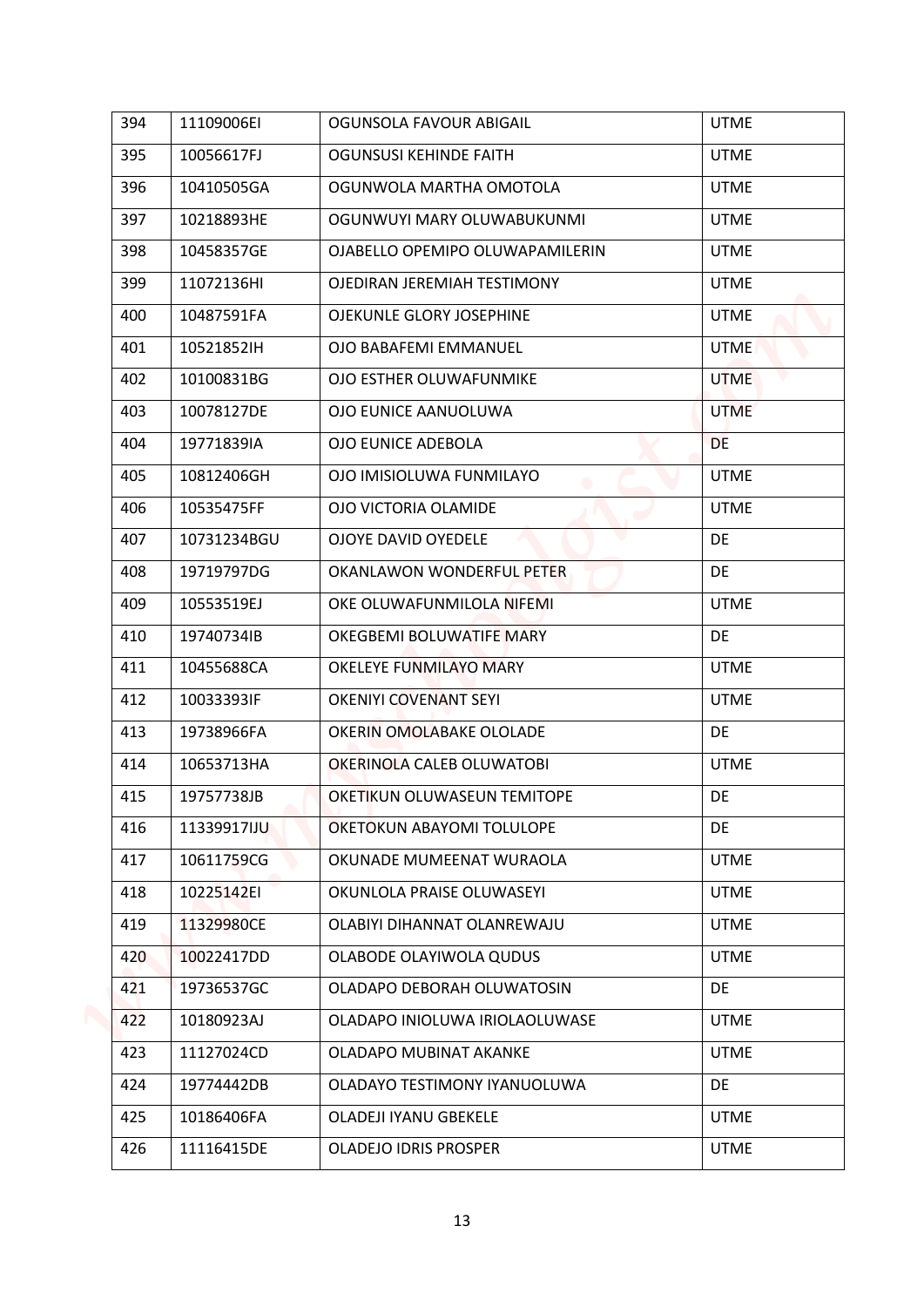| 394 | 11109006EI | OGUNSOLA FAVOUR ABIGAIL | UTME |
|---|---|---|---|
| 395 | 10056617FJ | OGUNSUSI KEHINDE FAITH | UTME |
| 396 | 10410505GA | OGUNWOLA MARTHA OMOTOLA | UTME |
| 397 | 10218893HE | OGUNWUYI MARY OLUWABUKUNMI | UTME |
| 398 | 10458357GE | OJABELLO OPEMIPO OLUWAPAMILERIN | UTME |
| 399 | 11072136HI | OJEDIRAN JEREMIAH TESTIMONY | UTME |
| 400 | 10487591FA | OJEKUNLE GLORY JOSEPHINE | UTME |
| 401 | 10521852IH | OJO BABAFEMI EMMANUEL | UTME |
| 402 | 10100831BG | OJO ESTHER OLUWAFUNMIKE | UTME |
| 403 | 10078127DE | OJO EUNICE AANUOLUWA | UTME |
| 404 | 19771839IA | OJO EUNICE ADEBOLA | DE |
| 405 | 10812406GH | OJO IMISIOLUWA FUNMILAYO | UTME |
| 406 | 10535475FF | OJO VICTORIA OLAMIDE | UTME |
| 407 | 10731234BGU | OJOYE DAVID OYEDELE | DE |
| 408 | 19719797DG | OKANLAWON WONDERFUL PETER | DE |
| 409 | 10553519EJ | OKE OLUWAFUNMILOLA NIFEMI | UTME |
| 410 | 19740734IB | OKEGBEMI BOLUWATIFE MARY | DE |
| 411 | 10455688CA | OKELEYE FUNMILAYO MARY | UTME |
| 412 | 10033393IF | OKENIYI COVENANT SEYI | UTME |
| 413 | 19738966FA | OKERIN OMOLABAKE OLOLADE | DE |
| 414 | 10653713HA | OKERINOLA CALEB OLUWATOBI | UTME |
| 415 | 19757738JB | OKETIKUN OLUWASEUN TEMITOPE | DE |
| 416 | 11339917IJU | OKETOKUN ABAYOMI TOLULOPE | DE |
| 417 | 10611759CG | OKUNADE MUMEENAT WURAOLA | UTME |
| 418 | 10225142EI | OKUNLOLA PRAISE OLUWASEYI | UTME |
| 419 | 11329980CE | OLABIYI DIHANNAT OLANREWAJU | UTME |
| 420 | 10022417DD | OLABODE OLAYIWOLA QUDUS | UTME |
| 421 | 19736537GC | OLADAPO DEBORAH OLUWATOSIN | DE |
| 422 | 10180923AJ | OLADAPO INIOLUWA IRIOLAOLUWASE | UTME |
| 423 | 11127024CD | OLADAPO MUBINAT AKANKE | UTME |
| 424 | 19774442DB | OLADAYO TESTIMONY IYANUOLUWA | DE |
| 425 | 10186406FA | OLADEJI IYANU GBEKELE | UTME |
| 426 | 11116415DE | OLADEJO IDRIS PROSPER | UTME |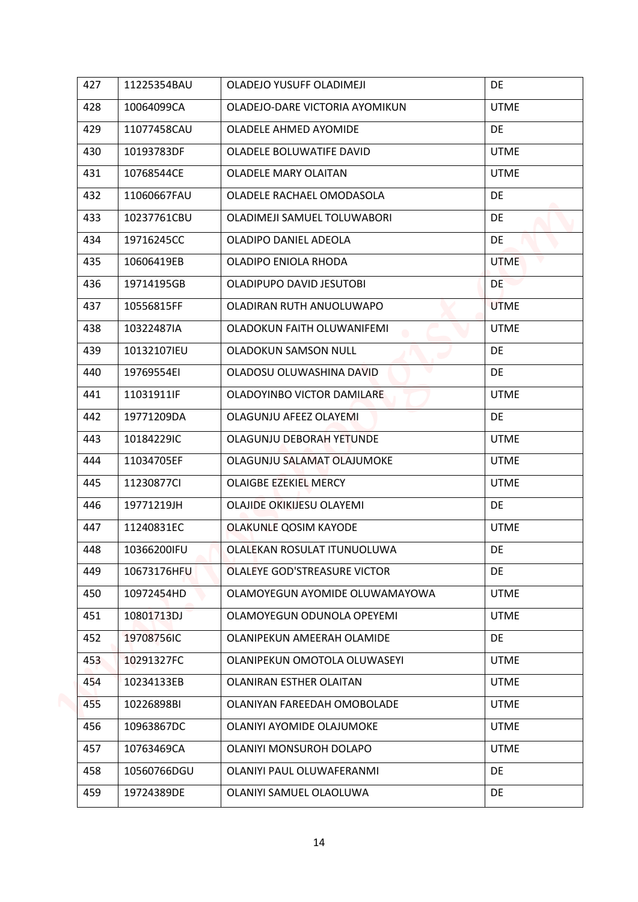| 427 | 11225354BAU | OLADEJO YUSUFF OLADIMEJI | DE |
|---|---|---|---|
| 428 | 10064099CA | OLADEJO-DARE VICTORIA AYOMIKUN | UTME |
| 429 | 11077458CAU | OLADELE AHMED AYOMIDE | DE |
| 430 | 10193783DF | OLADELE BOLUWATIFE DAVID | UTME |
| 431 | 10768544CE | OLADELE MARY OLAITAN | UTME |
| 432 | 11060667FAU | OLADELE RACHAEL OMODASOLA | DE |
| 433 | 10237761CBU | OLADIMEJI SAMUEL TOLUWABORI | DE |
| 434 | 19716245CC | OLADIPO DANIEL ADEOLA | DE |
| 435 | 10606419EB | OLADIPO ENIOLA RHODA | UTME |
| 436 | 19714195GB | OLADIPUPO DAVID JESUTOBI | DE |
| 437 | 10556815FF | OLADIRAN RUTH ANUOLUWAPO | UTME |
| 438 | 10322487IA | OLADOKUN FAITH OLUWANIFEMI | UTME |
| 439 | 10132107IEU | OLADOKUN SAMSON NULL | DE |
| 440 | 19769554EI | OLADOSU OLUWASHINA DAVID | DE |
| 441 | 11031911IF | OLADOYINBO VICTOR DAMILARE | UTME |
| 442 | 19771209DA | OLAGUNJU AFEEZ OLAYEMI | DE |
| 443 | 10184229IC | OLAGUNJU DEBORAH YETUNDE | UTME |
| 444 | 11034705EF | OLAGUNJU SALAMAT OLAJUMOKE | UTME |
| 445 | 11230877CI | OLAIGBE EZEKIEL MERCY | UTME |
| 446 | 19771219JH | OLAJIDE OKIKIJESU OLAYEMI | DE |
| 447 | 11240831EC | OLAKUNLE QOSIM KAYODE | UTME |
| 448 | 10366200IFU | OLALEKAN ROSULAT ITUNUOLUWA | DE |
| 449 | 10673176HFU | OLALEYE GOD'STREASURE VICTOR | DE |
| 450 | 10972454HD | OLAMOYEGUN AYOMIDE OLUWAMAYOWA | UTME |
| 451 | 10801713DJ | OLAMOYEGUN ODUNOLA OPEYEMI | UTME |
| 452 | 19708756IC | OLANIPEKUN AMEERAH OLAMIDE | DE |
| 453 | 10291327FC | OLANIPEKUN OMOTOLA OLUWASEYI | UTME |
| 454 | 10234133EB | OLANIRAN ESTHER OLAITAN | UTME |
| 455 | 10226898BI | OLANIYAN FAREEDAH OMOBOLADE | UTME |
| 456 | 10963867DC | OLANIYI AYOMIDE OLAJUMOKE | UTME |
| 457 | 10763469CA | OLANIYI MONSUROH DOLAPO | UTME |
| 458 | 10560766DGU | OLANIYI PAUL OLUWAFERANMI | DE |
| 459 | 19724389DE | OLANIYI SAMUEL OLAOLUWA | DE |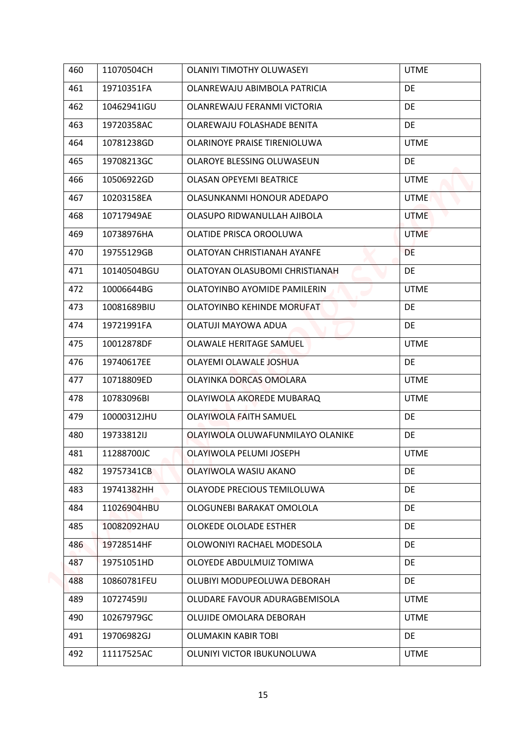| 460 | 11070504CH | OLANIYI TIMOTHY OLUWASEYI | UTME |
|---|---|---|---|
| 461 | 19710351FA | OLANREWAJU ABIMBOLA PATRICIA | DE |
| 462 | 10462941IGU | OLANREWAJU FERANMI VICTORIA | DE |
| 463 | 19720358AC | OLAREWAJU FOLASHADE BENITA | DE |
| 464 | 10781238GD | OLARINOYE PRAISE TIRENIOLUWA | UTME |
| 465 | 19708213GC | OLAROYE BLESSING OLUWASEUN | DE |
| 466 | 10506922GD | OLASAN OPEYEMI BEATRICE | UTME |
| 467 | 10203158EA | OLASUNKANMI HONOUR ADEDAPO | UTME |
| 468 | 10717949AE | OLASUPO RIDWANULLAH AJIBOLA | UTME |
| 469 | 10738976HA | OLATIDE PRISCA OROOLUWA | UTME |
| 470 | 19755129GB | OLATOYAN CHRISTIANAH AYANFE | DE |
| 471 | 10140504BGU | OLATOYAN OLASUBOMI CHRISTIANAH | DE |
| 472 | 10006644BG | OLATOYINBO AYOMIDE PAMILERIN | UTME |
| 473 | 10081689BIU | OLATOYINBO KEHINDE MORUFAT | DE |
| 474 | 19721991FA | OLATUJI MAYOWA ADUA | DE |
| 475 | 10012878DF | OLAWALE HERITAGE SAMUEL | UTME |
| 476 | 19740617EE | OLAYEMI OLAWALE JOSHUA | DE |
| 477 | 10718809ED | OLAYINKA DORCAS OMOLARA | UTME |
| 478 | 10783096BI | OLAYIWOLA AKOREDE MUBARAQ | UTME |
| 479 | 10000312JHU | OLAYIWOLA FAITH SAMUEL | DE |
| 480 | 19733812IJ | OLAYIWOLA OLUWAFUNMILAYO OLANIKE | DE |
| 481 | 11288700JC | OLAYIWOLA PELUMI JOSEPH | UTME |
| 482 | 19757341CB | OLAYIWOLA WASIU AKANO | DE |
| 483 | 19741382HH | OLAYODE PRECIOUS TEMILOLUWA | DE |
| 484 | 11026904HBU | OLOGUNEBI BARAKAT OMOLOLA | DE |
| 485 | 10082092HAU | OLOKEDE OLOLADE ESTHER | DE |
| 486 | 19728514HF | OLOWONIYI RACHAEL MODESOLA | DE |
| 487 | 19751051HD | OLOYEDE ABDULMUIZ TOMIWA | DE |
| 488 | 10860781FEU | OLUBIYI MODUPEOLUWA DEBORAH | DE |
| 489 | 10727459IJ | OLUDARE FAVOUR ADURAGBEMISOLA | UTME |
| 490 | 10267979GC | OLUJIDE OMOLARA DEBORAH | UTME |
| 491 | 19706982GJ | OLUMAKIN KABIR TOBI | DE |
| 492 | 11117525AC | OLUNIYI VICTOR IBUKUNOLUWA | UTME |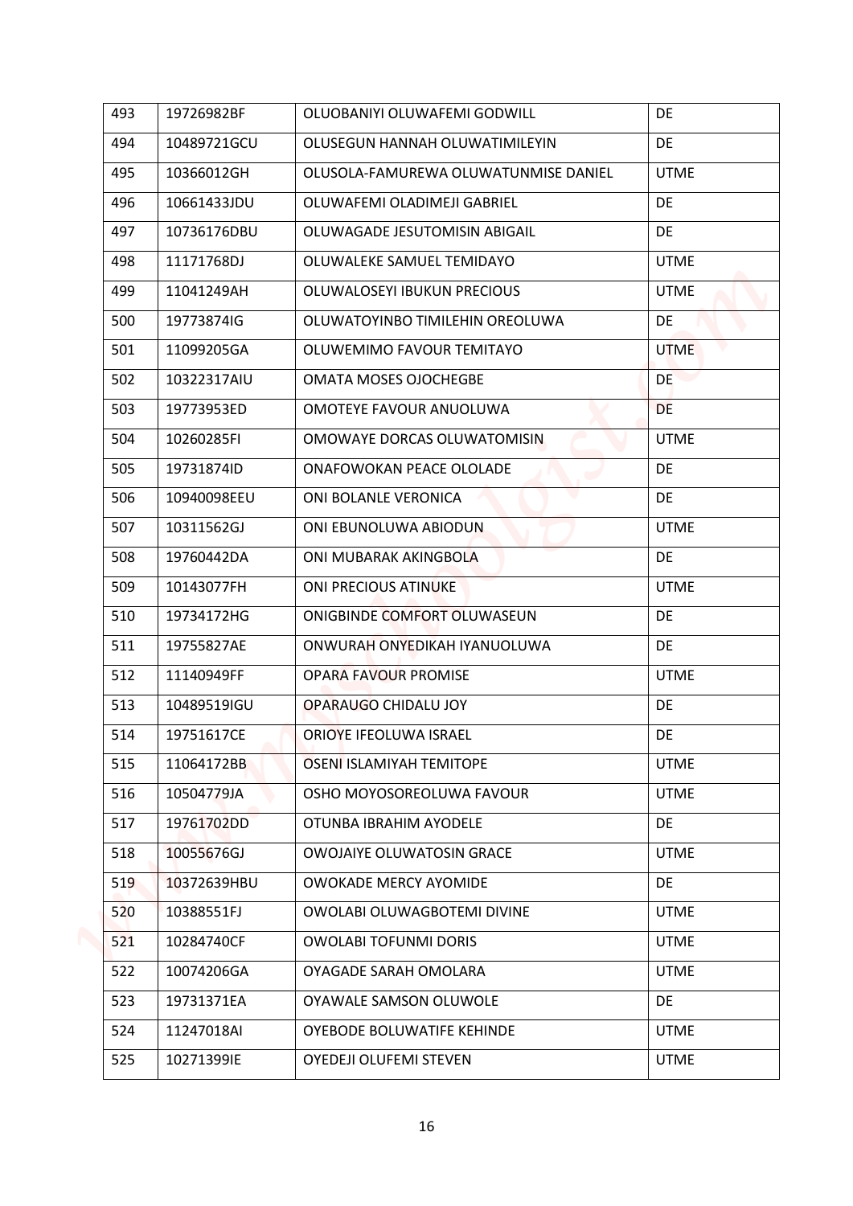| 493 | 19726982BF | OLUOBANIYI OLUWAFEMI GODWILL | DE |
|---|---|---|---|
| 494 | 10489721GCU | OLUSEGUN HANNAH OLUWATIMILEYIN | DE |
| 495 | 10366012GH | OLUSOLA-FAMUREWA OLUWATUNMISE DANIEL | UTME |
| 496 | 10661433JDU | OLUWAFEMI OLADIMEJI GABRIEL | DE |
| 497 | 10736176DBU | OLUWAGADE JESUTOMISIN ABIGAIL | DE |
| 498 | 11171768DJ | OLUWALEKE SAMUEL TEMIDAYO | UTME |
| 499 | 11041249AH | OLUWALOSEYI IBUKUN PRECIOUS | UTME |
| 500 | 19773874IG | OLUWATOYINBO TIMILEHIN OREOLUWA | DE |
| 501 | 11099205GA | OLUWEMIMO FAVOUR TEMITAYO | UTME |
| 502 | 10322317AIU | OMATA MOSES OJOCHEGBE | DE |
| 503 | 19773953ED | OMOTEYE FAVOUR ANUOLUWA | DE |
| 504 | 10260285FI | OMOWAYE DORCAS OLUWATOMISIN | UTME |
| 505 | 19731874ID | ONAFOWOKAN PEACE OLOLADE | DE |
| 506 | 10940098EEU | ONI BOLANLE VERONICA | DE |
| 507 | 10311562GJ | ONI EBUNOLUWA ABIODUN | UTME |
| 508 | 19760442DA | ONI MUBARAK AKINGBOLA | DE |
| 509 | 10143077FH | ONI PRECIOUS ATINUKE | UTME |
| 510 | 19734172HG | ONIGBINDE COMFORT OLUWASEUN | DE |
| 511 | 19755827AE | ONWURAH ONYEDIKAH IYANUOLUWA | DE |
| 512 | 11140949FF | OPARA FAVOUR PROMISE | UTME |
| 513 | 10489519IGU | OPARAUGO CHIDALU JOY | DE |
| 514 | 19751617CE | ORIOYE IFEOLUWA ISRAEL | DE |
| 515 | 11064172BB | OSENI ISLAMIYAH TEMITOPE | UTME |
| 516 | 10504779JA | OSHO MOYOSOREOLUWA FAVOUR | UTME |
| 517 | 19761702DD | OTUNBA IBRAHIM AYODELE | DE |
| 518 | 10055676GJ | OWOJAIYE OLUWATOSIN GRACE | UTME |
| 519 | 10372639HBU | OWOKADE MERCY AYOMIDE | DE |
| 520 | 10388551FJ | OWOLABI OLUWAGBOTEMI DIVINE | UTME |
| 521 | 10284740CF | OWOLABI TOFUNMI DORIS | UTME |
| 522 | 10074206GA | OYAGADE SARAH OMOLARA | UTME |
| 523 | 19731371EA | OYAWALE SAMSON OLUWOLE | DE |
| 524 | 11247018AI | OYEBODE BOLUWATIFE KEHINDE | UTME |
| 525 | 10271399IE | OYEDEJI OLUFEMI STEVEN | UTME |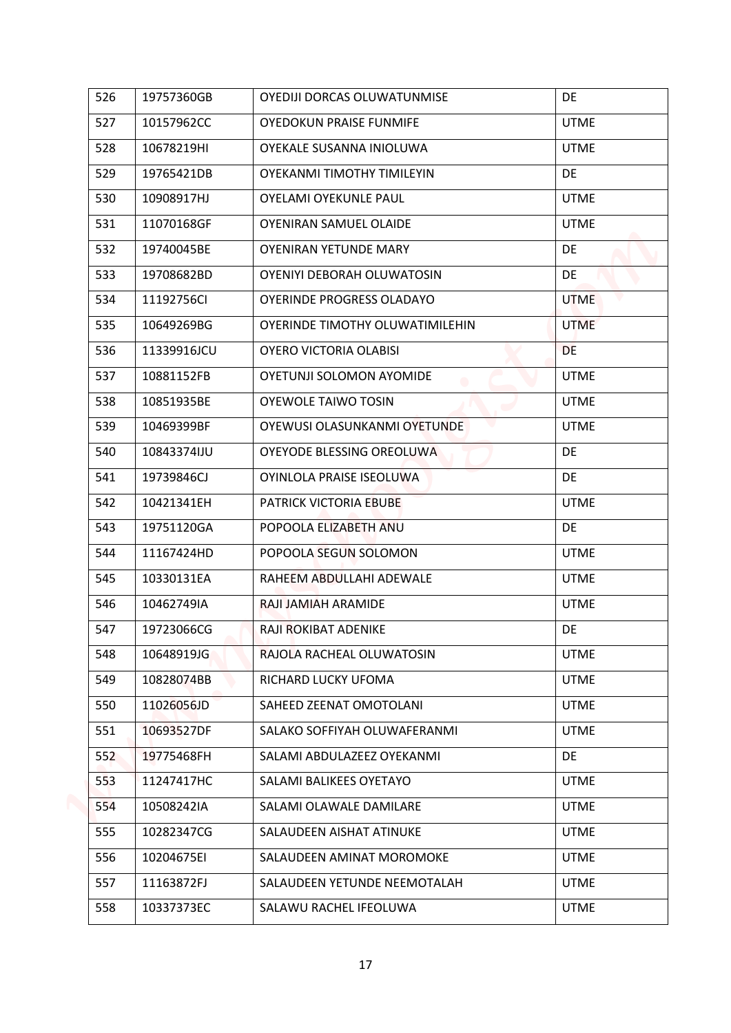| 526 | 19757360GB | OYEDIJI DORCAS OLUWATUNMISE | DE |
|---|---|---|---|
| 527 | 10157962CC | OYEDOKUN PRAISE FUNMIFE | UTME |
| 528 | 10678219HI | OYEKALE SUSANNA INIOLUWA | UTME |
| 529 | 19765421DB | OYEKANMI TIMOTHY TIMILEYIN | DE |
| 530 | 10908917HJ | OYELAMI OYEKUNLE PAUL | UTME |
| 531 | 11070168GF | OYENIRAN SAMUEL OLAIDE | UTME |
| 532 | 19740045BE | OYENIRAN YETUNDE MARY | DE |
| 533 | 19708682BD | OYENIYI DEBORAH OLUWATOSIN | DE |
| 534 | 11192756CI | OYERINDE PROGRESS OLADAYO | UTME |
| 535 | 10649269BG | OYERINDE TIMOTHY OLUWATIMILEHIN | UTME |
| 536 | 11339916JCU | OYERO VICTORIA OLABISI | DE |
| 537 | 10881152FB | OYETUNJI SOLOMON AYOMIDE | UTME |
| 538 | 10851935BE | OYEWOLE TAIWO TOSIN | UTME |
| 539 | 10469399BF | OYEWUSI OLASUNKANMI OYETUNDE | UTME |
| 540 | 10843374IJU | OYEYODE BLESSING OREOLUWA | DE |
| 541 | 19739846CJ | OYINLOLA PRAISE ISEOLUWA | DE |
| 542 | 10421341EH | PATRICK VICTORIA EBUBE | UTME |
| 543 | 19751120GA | POPOOLA ELIZABETH ANU | DE |
| 544 | 11167424HD | POPOOLA SEGUN SOLOMON | UTME |
| 545 | 10330131EA | RAHEEM ABDULLAHI ADEWALE | UTME |
| 546 | 10462749IA | RAJI JAMIAH ARAMIDE | UTME |
| 547 | 19723066CG | RAJI ROKIBAT ADENIKE | DE |
| 548 | 10648919JG | RAJOLA RACHEAL OLUWATOSIN | UTME |
| 549 | 10828074BB | RICHARD LUCKY UFOMA | UTME |
| 550 | 11026056JD | SAHEED ZEENAT OMOTOLANI | UTME |
| 551 | 10693527DF | SALAKO SOFFIYAH OLUWAFERANMI | UTME |
| 552 | 19775468FH | SALAMI ABDULAZEEZ OYEKANMI | DE |
| 553 | 11247417HC | SALAMI BALIKEES OYETAYO | UTME |
| 554 | 10508242IA | SALAMI OLAWALE DAMILARE | UTME |
| 555 | 10282347CG | SALAUDEEN AISHAT ATINUKE | UTME |
| 556 | 10204675EI | SALAUDEEN AMINAT MOROMOKE | UTME |
| 557 | 11163872FJ | SALAUDEEN YETUNDE NEEMOTALAH | UTME |
| 558 | 10337373EC | SALAWU RACHEL IFEOLUWA | UTME |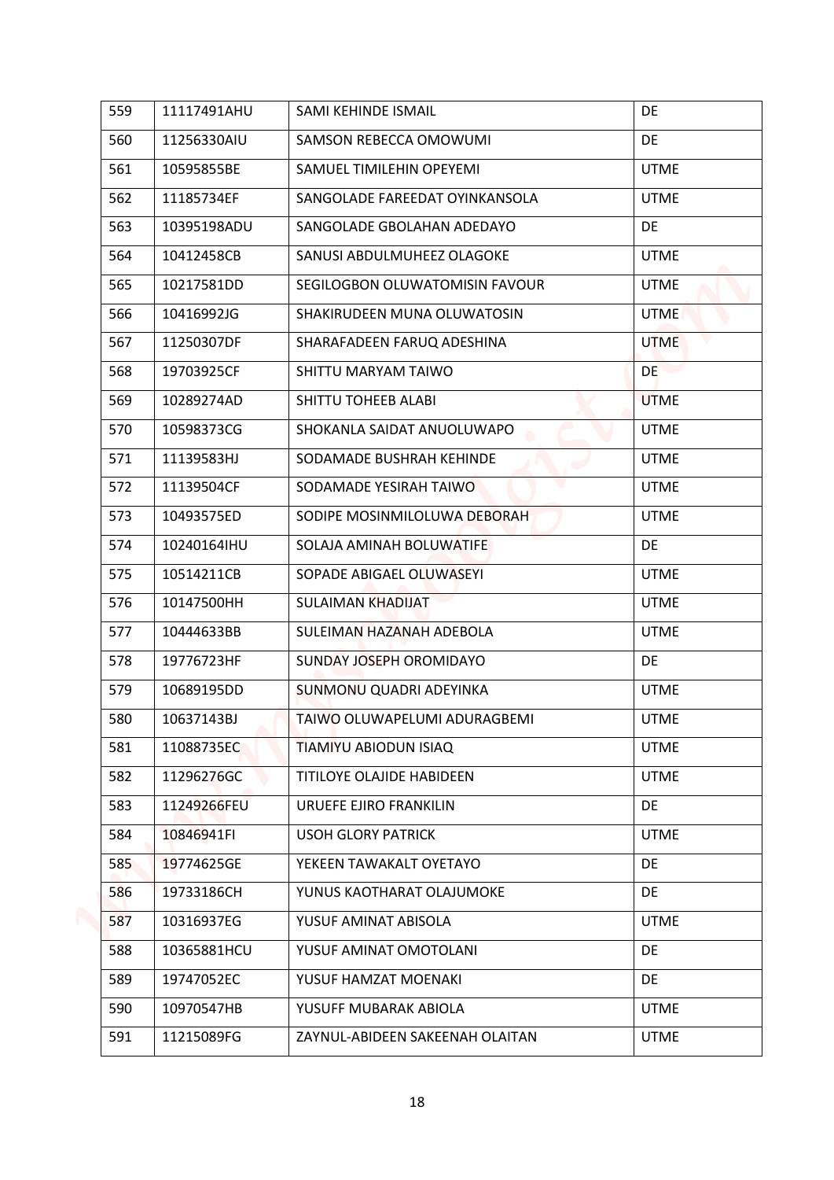| 559 | 11117491AHU | SAMI KEHINDE ISMAIL | DE |
|---|---|---|---|
| 560 | 11256330AIU | SAMSON REBECCA OMOWUMI | DE |
| 561 | 10595855BE | SAMUEL TIMILEHIN OPEYEMI | UTME |
| 562 | 11185734EF | SANGOLADE FAREEDAT OYINKANSOLA | UTME |
| 563 | 10395198ADU | SANGOLADE GBOLAHAN ADEDAYO | DE |
| 564 | 10412458CB | SANUSI ABDULMUHEEZ OLAGOKE | UTME |
| 565 | 10217581DD | SEGILOGBON OLUWATOMISIN FAVOUR | UTME |
| 566 | 10416992JG | SHAKIRUDEEN MUNA OLUWATOSIN | UTME |
| 567 | 11250307DF | SHARAFADEEN FARUQ ADESHINA | UTME |
| 568 | 19703925CF | SHITTU MARYAM TAIWO | DE |
| 569 | 10289274AD | SHITTU TOHEEB ALABI | UTME |
| 570 | 10598373CG | SHOKANLA SAIDAT ANUOLUWAPO | UTME |
| 571 | 11139583HJ | SODAMADE BUSHRAH KEHINDE | UTME |
| 572 | 11139504CF | SODAMADE YESIRAH TAIWO | UTME |
| 573 | 10493575ED | SODIPE MOSINMILOLUWA DEBORAH | UTME |
| 574 | 10240164IHU | SOLAJA AMINAH BOLUWATIFE | DE |
| 575 | 10514211CB | SOPADE ABIGAEL OLUWASEYI | UTME |
| 576 | 10147500HH | SULAIMAN KHADIJAT | UTME |
| 577 | 10444633BB | SULEIMAN HAZANAH ADEBOLA | UTME |
| 578 | 19776723HF | SUNDAY JOSEPH OROMIDAYO | DE |
| 579 | 10689195DD | SUNMONU QUADRI ADEYINKA | UTME |
| 580 | 10637143BJ | TAIWO OLUWAPELUMI ADURAGBEMI | UTME |
| 581 | 11088735EC | TIAMIYU ABIODUN ISIAQ | UTME |
| 582 | 11296276GC | TITILOYE OLAJIDE HABIDEEN | UTME |
| 583 | 11249266FEU | URUEFE EJIRO FRANKILIN | DE |
| 584 | 10846941FI | USOH GLORY PATRICK | UTME |
| 585 | 19774625GE | YEKEEN TAWAKALT OYETAYO | DE |
| 586 | 19733186CH | YUNUS KAOTHARAT OLAJUMOKE | DE |
| 587 | 10316937EG | YUSUF AMINAT ABISOLA | UTME |
| 588 | 10365881HCU | YUSUF AMINAT OMOTOLANI | DE |
| 589 | 19747052EC | YUSUF HAMZAT MOENAKI | DE |
| 590 | 10970547HB | YUSUFF MUBARAK ABIOLA | UTME |
| 591 | 11215089FG | ZAYNUL-ABIDEEN SAKEENAH OLAITAN | UTME |